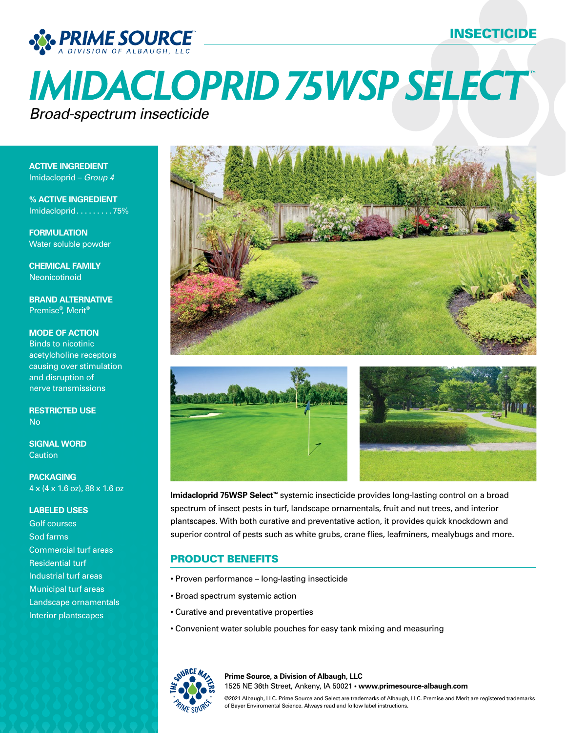**PRIME SOURCE**™
*A DIVISION OF ALBAUGH, LLC*

INSECTICIDE

# IMIDACLOPRID 75WSP SELECT™

*Broad-spectrum insecticide*

**ACTIVE INGREDIENT**
Imidacloprid – *Group 4*

**% ACTIVE INGREDIENT**
Imidacloprid. . . . . . . . . 75%

**FORMULATION**
Water soluble powder

**CHEMICAL FAMILY**
Neonicotinoid

**BRAND ALTERNATIVE**
Premise®, Merit®

**MODE OF ACTION**
Binds to nicotinic acetylcholine receptors causing over stimulation and disruption of nerve transmissions

**RESTRICTED USE**
No

**SIGNAL WORD**
Caution

**PACKAGING**
4 x (4 x 1.6 oz), 88 x 1.6 oz

**LABELED USES**
Golf courses
Sod farms
Commercial turf areas
Residential turf
Industrial turf areas
Municipal turf areas
Landscape ornamentals
Interior plantscapes

**Imidacloprid 75WSP Select**™ systemic insecticide provides long-lasting control on a broad spectrum of insect pests in turf, landscape ornamentals, fruit and nut trees, and interior plantscapes. With both curative and preventative action, it provides quick knockdown and superior control of pests such as white grubs, crane flies, leafminers, mealybugs and more.

## PRODUCT BENEFITS

- Proven performance – long-lasting insecticide
- Broad spectrum systemic action
- Curative and preventative properties
- Convenient water soluble pouches for easy tank mixing and measuring

**Prime Source, a Division of Albaugh, LLC**
1525 NE 36th Street, Ankeny, IA 50021 • **www.primesource-albaugh.com**

©2021 Albaugh, LLC. Prime Source and Select are trademarks of Albaugh, LLC. Premise and Merit are registered trademarks of Bayer Enviromental Science. Always read and follow label instructions.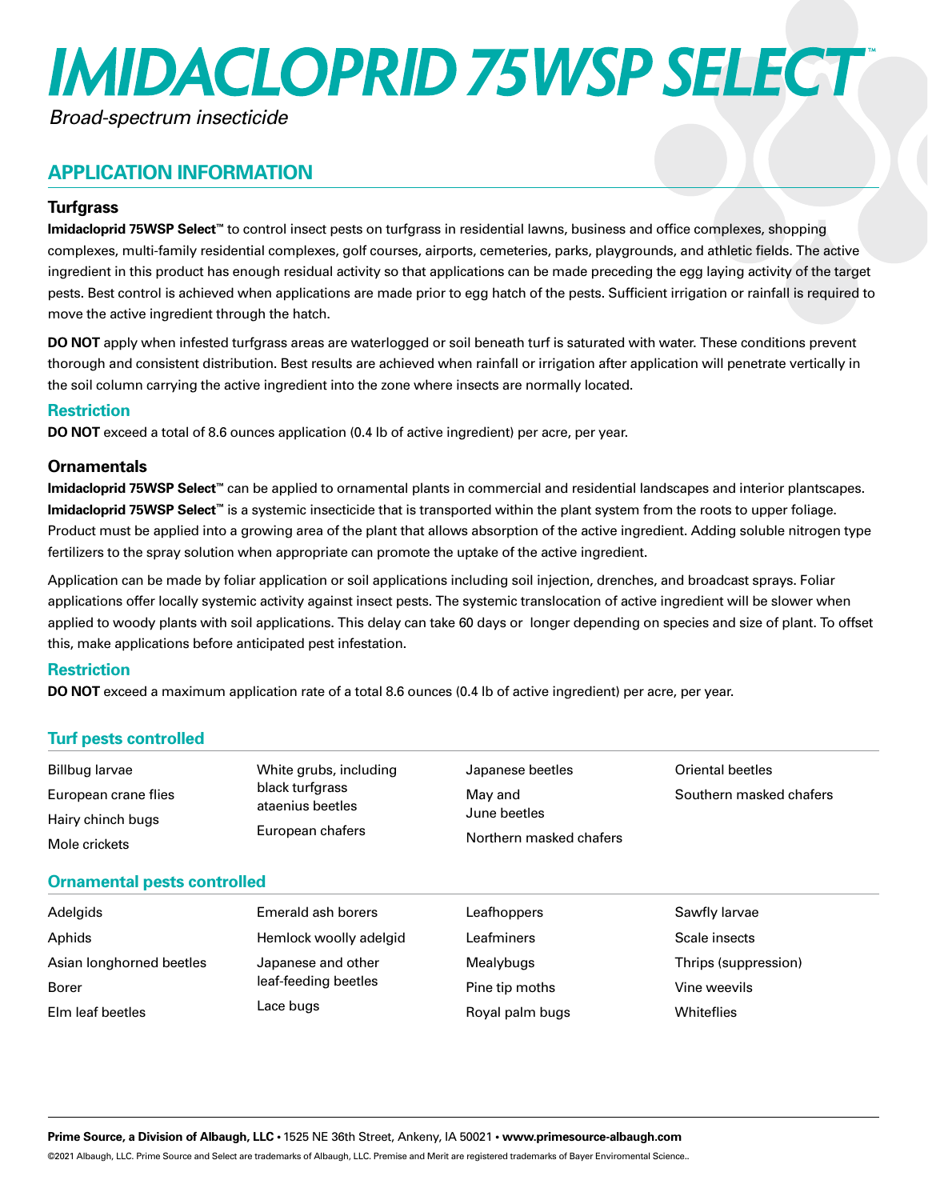# IMIDACLOPRID 75WSP SELECT™

*Broad-spectrum insecticide*

## APPLICATION INFORMATION

### Turfgrass

**Imidacloprid 75WSP Select™** to control insect pests on turfgrass in residential lawns, business and office complexes, shopping complexes, multi-family residential complexes, golf courses, airports, cemeteries, parks, playgrounds, and athletic fields. The active ingredient in this product has enough residual activity so that applications can be made preceding the egg laying activity of the target pests. Best control is achieved when applications are made prior to egg hatch of the pests. Sufficient irrigation or rainfall is required to move the active ingredient through the hatch.

**DO NOT** apply when infested turfgrass areas are waterlogged or soil beneath turf is saturated with water. These conditions prevent thorough and consistent distribution. Best results are achieved when rainfall or irrigation after application will penetrate vertically in the soil column carrying the active ingredient into the zone where insects are normally located.

#### Restriction

**DO NOT** exceed a total of 8.6 ounces application (0.4 lb of active ingredient) per acre, per year.

### Ornamentals

**Imidacloprid 75WSP Select™** can be applied to ornamental plants in commercial and residential landscapes and interior plantscapes. **Imidacloprid 75WSP Select™** is a systemic insecticide that is transported within the plant system from the roots to upper foliage. Product must be applied into a growing area of the plant that allows absorption of the active ingredient. Adding soluble nitrogen type fertilizers to the spray solution when appropriate can promote the uptake of the active ingredient.

Application can be made by foliar application or soil applications including soil injection, drenches, and broadcast sprays. Foliar applications offer locally systemic activity against insect pests. The systemic translocation of active ingredient will be slower when applied to woody plants with soil applications. This delay can take 60 days or longer depending on species and size of plant. To offset this, make applications before anticipated pest infestation.

#### Restriction

**DO NOT** exceed a maximum application rate of a total 8.6 ounces (0.4 lb of active ingredient) per acre, per year.

#### Turf pests controlled

- Billbug larvae
- European crane flies
- Hairy chinch bugs
- Mole crickets
- White grubs, including black turfgrass ataenius beetles
- European chafers
- Japanese beetles
- May and June beetles
- Northern masked chafers
- Oriental beetles
- Southern masked chafers

#### Ornamental pests controlled

- Adelgids
- Aphids
- Asian longhorned beetles
- Borer
- Elm leaf beetles
- Emerald ash borers
- Hemlock woolly adelgid
- Japanese and other leaf-feeding beetles
- Lace bugs
- Leafhoppers
- Leafminers
- Mealybugs
- Pine tip moths
- Royal palm bugs
- Sawfly larvae
- Scale insects
- Thrips (suppression)
- Vine weevils
- Whiteflies

**Prime Source, a Division of Albaugh, LLC** • 1525 NE 36th Street, Ankeny, IA 50021 • **www.primesource-albaugh.com**

©2021 Albaugh, LLC. Prime Source and Select are trademarks of Albaugh, LLC. Premise and Merit are registered trademarks of Bayer Enviromental Science..